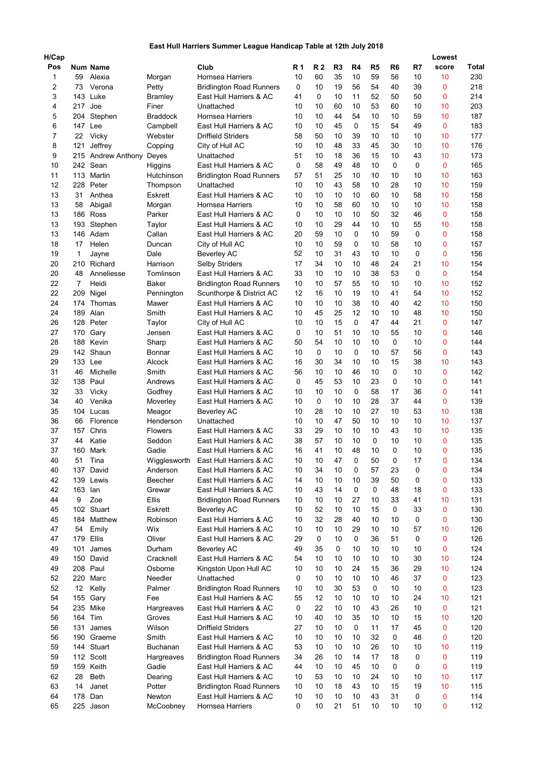# East Hull Harriers Summer League Handicap Table at 12th July 2018

| H/Cap Pos | Num | Name | | Club | R 1 | R 2 | R3 | R4 | R5 | R6 | R7 | Lowest score | Total |
|---|---|---|---|---|---|---|---|---|---|---|---|---|---|
| 1 | 59 | Alexia | Morgan | Hornsea Harriers | 10 | 60 | 35 | 10 | 59 | 56 | 10 | 10 | 230 |
| 2 | 73 | Verona | Petty | Bridlington Road Runners | 0 | 10 | 19 | 56 | 54 | 40 | 39 | 0 | 218 |
| 3 | 143 | Luke | Bramley | East Hull Harriers & AC | 41 | 0 | 10 | 11 | 52 | 50 | 50 | 0 | 214 |
| 4 | 217 | Joe | Finer | Unattached | 10 | 10 | 60 | 10 | 53 | 60 | 10 | 10 | 203 |
| 5 | 204 | Stephen | Braddock | Hornsea Harriers | 10 | 10 | 44 | 54 | 10 | 10 | 59 | 10 | 187 |
| 6 | 147 | Lee | Campbell | East Hull Harriers & AC | 10 | 10 | 45 | 0 | 15 | 54 | 49 | 0 | 183 |
| 7 | 22 | Vicky | Webster | Driffield Striders | 58 | 50 | 10 | 39 | 10 | 10 | 10 | 10 | 177 |
| 8 | 121 | Jeffrey | Copping | City of Hull AC | 10 | 10 | 48 | 33 | 45 | 30 | 10 | 10 | 176 |
| 9 | 215 | Andrew Anthony | Deyes | Unattached | 51 | 10 | 18 | 36 | 15 | 10 | 43 | 10 | 173 |
| 10 | 242 | Sean | Higgins | East Hull Harriers & AC | 0 | 58 | 49 | 48 | 10 | 0 | 0 | 0 | 165 |
| 11 | 113 | Martin | Hutchinson | Bridlington Road Runners | 57 | 51 | 25 | 10 | 10 | 10 | 10 | 10 | 163 |
| 12 | 228 | Peter | Thompson | Unattached | 10 | 10 | 43 | 58 | 10 | 28 | 10 | 10 | 159 |
| 13 | 31 | Anthea | Eskrett | East Hull Harriers & AC | 10 | 10 | 10 | 10 | 60 | 10 | 58 | 10 | 158 |
| 13 | 58 | Abigail | Morgan | Hornsea Harriers | 10 | 10 | 58 | 60 | 10 | 10 | 10 | 10 | 158 |
| 13 | 186 | Ross | Parker | East Hull Harriers & AC | 0 | 10 | 10 | 10 | 50 | 32 | 46 | 0 | 158 |
| 13 | 193 | Stephen | Taylor | East Hull Harriers & AC | 10 | 10 | 29 | 44 | 10 | 10 | 55 | 10 | 158 |
| 13 | 146 | Adam | Callan | East Hull Harriers & AC | 20 | 59 | 10 | 0 | 10 | 59 | 0 | 0 | 158 |
| 18 | 17 | Helen | Duncan | City of Hull AC | 10 | 10 | 59 | 0 | 10 | 58 | 10 | 0 | 157 |
| 19 | 1 | Jayne | Dale | Beverley AC | 52 | 10 | 31 | 43 | 10 | 10 | 0 | 0 | 156 |
| 20 | 210 | Richard | Harrison | Selby Striders | 17 | 34 | 10 | 10 | 48 | 24 | 21 | 10 | 154 |
| 20 | 48 | Anneliesse | Tomlinson | East Hull Harriers & AC | 33 | 10 | 10 | 10 | 38 | 53 | 0 | 0 | 154 |
| 22 | 7 | Heidi | Baker | Bridlington Road Runners | 10 | 10 | 57 | 55 | 10 | 10 | 10 | 10 | 152 |
| 22 | 209 | Nigel | Pennington | Scunthorpe & District AC | 12 | 16 | 10 | 19 | 10 | 41 | 54 | 10 | 152 |
| 24 | 174 | Thomas | Mawer | East Hull Harriers & AC | 10 | 10 | 10 | 38 | 10 | 40 | 42 | 10 | 150 |
| 24 | 189 | Alan | Smith | East Hull Harriers & AC | 10 | 45 | 25 | 12 | 10 | 10 | 48 | 10 | 150 |
| 26 | 128 | Peter | Taylor | City of Hull AC | 10 | 10 | 15 | 0 | 47 | 44 | 21 | 0 | 147 |
| 27 | 170 | Gary | Jensen | East Hull Harriers & AC | 0 | 10 | 51 | 10 | 10 | 55 | 10 | 0 | 146 |
| 28 | 188 | Kevin | Sharp | East Hull Harriers & AC | 50 | 54 | 10 | 10 | 10 | 0 | 10 | 0 | 144 |
| 29 | 142 | Shaun | Bonnar | East Hull Harriers & AC | 10 | 0 | 10 | 0 | 10 | 57 | 56 | 0 | 143 |
| 29 | 133 | Lee | Alcock | East Hull Harriers & AC | 16 | 30 | 34 | 10 | 10 | 15 | 38 | 10 | 143 |
| 31 | 46 | Michelle | Smith | East Hull Harriers & AC | 56 | 10 | 10 | 46 | 10 | 0 | 10 | 0 | 142 |
| 32 | 138 | Paul | Andrews | East Hull Harriers & AC | 0 | 45 | 53 | 10 | 23 | 0 | 10 | 0 | 141 |
| 32 | 33 | Vicky | Godfrey | East Hull Harriers & AC | 10 | 10 | 10 | 0 | 58 | 17 | 36 | 0 | 141 |
| 34 | 40 | Venika | Moverley | East Hull Harriers & AC | 10 | 0 | 10 | 10 | 28 | 37 | 44 | 0 | 139 |
| 35 | 104 | Lucas | Meagor | Beverley AC | 10 | 28 | 10 | 10 | 27 | 10 | 53 | 10 | 138 |
| 36 | 66 | Florence | Henderson | Unattached | 10 | 10 | 47 | 50 | 10 | 10 | 10 | 10 | 137 |
| 37 | 157 | Chris | Flowers | East Hull Harriers & AC | 33 | 29 | 10 | 10 | 10 | 43 | 10 | 10 | 135 |
| 37 | 44 | Katie | Seddon | East Hull Harriers & AC | 38 | 57 | 10 | 10 | 0 | 10 | 10 | 0 | 135 |
| 37 | 160 | Mark | Gadie | East Hull Harriers & AC | 16 | 41 | 10 | 48 | 10 | 0 | 10 | 0 | 135 |
| 40 | 51 | Tina | Wigglesworth | East Hull Harriers & AC | 10 | 10 | 47 | 0 | 50 | 0 | 17 | 0 | 134 |
| 40 | 137 | David | Anderson | East Hull Harriers & AC | 10 | 34 | 10 | 0 | 57 | 23 | 0 | 0 | 134 |
| 42 | 139 | Lewis | Beecher | East Hull Harriers & AC | 14 | 10 | 10 | 10 | 39 | 50 | 0 | 0 | 133 |
| 42 | 163 | Ian | Grewar | East Hull Harriers & AC | 10 | 43 | 14 | 0 | 0 | 48 | 18 | 0 | 133 |
| 44 | 9 | Zoe | Ellis | Bridlington Road Runners | 10 | 10 | 10 | 27 | 10 | 33 | 41 | 10 | 131 |
| 45 | 102 | Stuart | Eskrett | Beverley AC | 10 | 52 | 10 | 10 | 15 | 0 | 33 | 0 | 130 |
| 45 | 184 | Matthew | Robinson | East Hull Harriers & AC | 10 | 32 | 28 | 40 | 10 | 10 | 0 | 0 | 130 |
| 47 | 54 | Emily | Wix | East Hull Harriers & AC | 10 | 10 | 10 | 29 | 10 | 10 | 57 | 10 | 126 |
| 47 | 179 | Ellis | Oliver | East Hull Harriers & AC | 29 | 0 | 10 | 0 | 36 | 51 | 0 | 0 | 126 |
| 49 | 101 | James | Durham | Beverley AC | 49 | 35 | 0 | 10 | 10 | 10 | 10 | 0 | 124 |
| 49 | 150 | David | Cracknell | East Hull Harriers & AC | 54 | 10 | 10 | 10 | 10 | 10 | 30 | 10 | 124 |
| 49 | 208 | Paul | Osborne | Kingston Upon Hull AC | 10 | 10 | 10 | 24 | 15 | 36 | 29 | 10 | 124 |
| 52 | 220 | Marc | Needler | Unattached | 0 | 10 | 10 | 10 | 10 | 46 | 37 | 0 | 123 |
| 52 | 12 | Kelly | Palmer | Bridlington Road Runners | 10 | 10 | 30 | 53 | 0 | 10 | 10 | 0 | 123 |
| 54 | 155 | Gary | Fee | East Hull Harriers & AC | 55 | 12 | 10 | 10 | 10 | 10 | 24 | 10 | 121 |
| 54 | 235 | Mike | Hargreaves | East Hull Harriers & AC | 0 | 22 | 10 | 10 | 43 | 26 | 10 | 0 | 121 |
| 56 | 164 | Tim | Groves | East Hull Harriers & AC | 10 | 40 | 10 | 35 | 10 | 10 | 15 | 10 | 120 |
| 56 | 131 | James | Wilson | Driffield Striders | 27 | 10 | 10 | 0 | 11 | 17 | 45 | 0 | 120 |
| 56 | 190 | Graeme | Smith | East Hull Harriers & AC | 10 | 10 | 10 | 10 | 32 | 0 | 48 | 0 | 120 |
| 59 | 144 | Stuart | Buchanan | East Hull Harriers & AC | 53 | 10 | 10 | 10 | 26 | 10 | 10 | 10 | 119 |
| 59 | 112 | Scott | Hargreaves | Bridlington Road Runners | 34 | 26 | 10 | 14 | 17 | 18 | 0 | 0 | 119 |
| 59 | 159 | Keith | Gadie | East Hull Harriers & AC | 44 | 10 | 10 | 45 | 10 | 0 | 0 | 0 | 119 |
| 62 | 28 | Beth | Dearing | East Hull Harriers & AC | 10 | 53 | 10 | 10 | 24 | 10 | 10 | 10 | 117 |
| 63 | 14 | Janet | Potter | Bridlington Road Runners | 10 | 10 | 18 | 43 | 10 | 15 | 19 | 10 | 115 |
| 64 | 178 | Dan | Newton | East Hull Harriers & AC | 10 | 10 | 10 | 10 | 43 | 31 | 0 | 0 | 114 |
| 65 | 225 | Jason | McCoobney | Hornsea Harriers | 0 | 10 | 21 | 51 | 10 | 10 | 10 | 0 | 112 |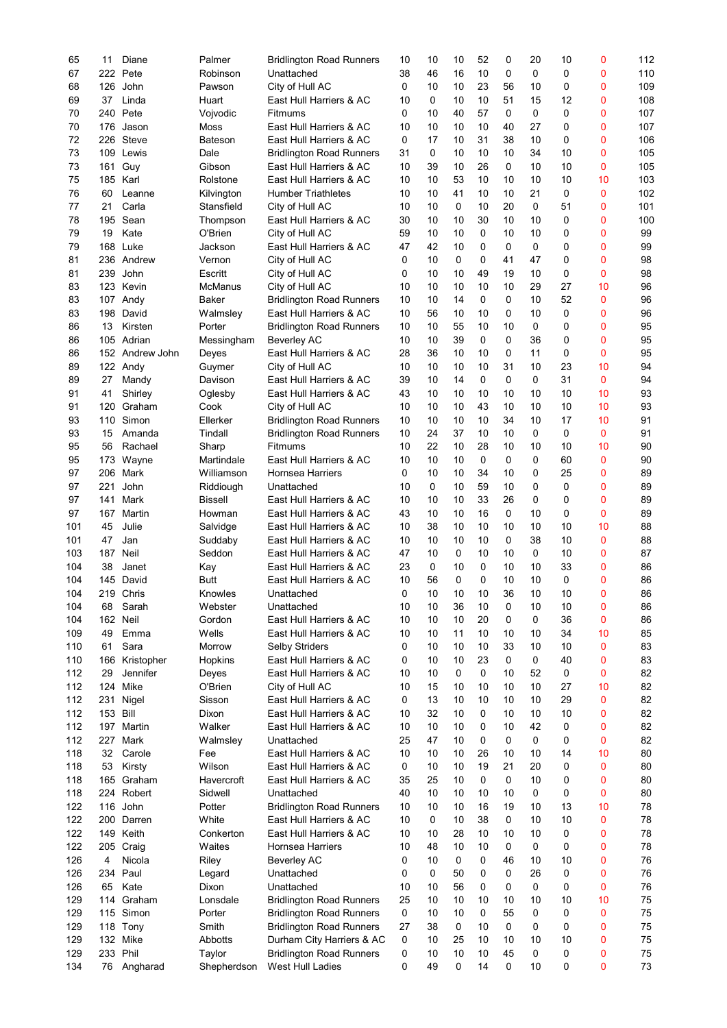| | | | | | | | | | | | | | |
|---|---|---|---|---|---|---|---|---|---|---|---|---|---|
| 65 | 11 | Diane | Palmer | Bridlington Road Runners | 10 | 10 | 10 | 52 | 0 | 20 | 10 | 0 | 112 |
| 67 | 222 | Pete | Robinson | Unattached | 38 | 46 | 16 | 10 | 0 | 0 | 0 | 0 | 110 |
| 68 | 126 | John | Pawson | City of Hull AC | 0 | 10 | 10 | 23 | 56 | 10 | 0 | 0 | 109 |
| 69 | 37 | Linda | Huart | East Hull Harriers & AC | 10 | 0 | 10 | 10 | 51 | 15 | 12 | 0 | 108 |
| 70 | 240 | Pete | Vojvodic | Fitmums | 0 | 10 | 40 | 57 | 0 | 0 | 0 | 0 | 107 |
| 70 | 176 | Jason | Moss | East Hull Harriers & AC | 10 | 10 | 10 | 10 | 40 | 27 | 0 | 0 | 107 |
| 72 | 226 | Steve | Bateson | East Hull Harriers & AC | 0 | 17 | 10 | 31 | 38 | 10 | 0 | 0 | 106 |
| 73 | 109 | Lewis | Dale | Bridlington Road Runners | 31 | 0 | 10 | 10 | 10 | 34 | 10 | 0 | 105 |
| 73 | 161 | Guy | Gibson | East Hull Harriers & AC | 10 | 39 | 10 | 26 | 0 | 10 | 10 | 0 | 105 |
| 75 | 185 | Karl | Rolstone | East Hull Harriers & AC | 10 | 10 | 53 | 10 | 10 | 10 | 10 | 10 | 103 |
| 76 | 60 | Leanne | Kilvington | Humber Triathletes | 10 | 10 | 41 | 10 | 10 | 21 | 0 | 0 | 102 |
| 77 | 21 | Carla | Stansfield | City of Hull AC | 10 | 10 | 0 | 10 | 20 | 0 | 51 | 0 | 101 |
| 78 | 195 | Sean | Thompson | East Hull Harriers & AC | 30 | 10 | 10 | 30 | 10 | 10 | 0 | 0 | 100 |
| 79 | 19 | Kate | O'Brien | City of Hull AC | 59 | 10 | 10 | 0 | 10 | 10 | 0 | 0 | 99 |
| 79 | 168 | Luke | Jackson | East Hull Harriers & AC | 47 | 42 | 10 | 0 | 0 | 0 | 0 | 0 | 99 |
| 81 | 236 | Andrew | Vernon | City of Hull AC | 0 | 10 | 0 | 0 | 41 | 47 | 0 | 0 | 98 |
| 81 | 239 | John | Escritt | City of Hull AC | 0 | 10 | 10 | 49 | 19 | 10 | 0 | 0 | 98 |
| 83 | 123 | Kevin | McManus | City of Hull AC | 10 | 10 | 10 | 10 | 10 | 29 | 27 | 10 | 96 |
| 83 | 107 | Andy | Baker | Bridlington Road Runners | 10 | 10 | 14 | 0 | 0 | 10 | 52 | 0 | 96 |
| 83 | 198 | David | Walmsley | East Hull Harriers & AC | 10 | 56 | 10 | 10 | 0 | 10 | 0 | 0 | 96 |
| 86 | 13 | Kirsten | Porter | Bridlington Road Runners | 10 | 10 | 55 | 10 | 10 | 0 | 0 | 0 | 95 |
| 86 | 105 | Adrian | Messingham | Beverley AC | 10 | 10 | 39 | 0 | 0 | 36 | 0 | 0 | 95 |
| 86 | 152 | Andrew John | Deyes | East Hull Harriers & AC | 28 | 36 | 10 | 10 | 0 | 11 | 0 | 0 | 95 |
| 89 | 122 | Andy | Guymer | City of Hull AC | 10 | 10 | 10 | 10 | 31 | 10 | 23 | 10 | 94 |
| 89 | 27 | Mandy | Davison | East Hull Harriers & AC | 39 | 10 | 14 | 0 | 0 | 0 | 31 | 0 | 94 |
| 91 | 41 | Shirley | Oglesby | East Hull Harriers & AC | 43 | 10 | 10 | 10 | 10 | 10 | 10 | 10 | 93 |
| 91 | 120 | Graham | Cook | City of Hull AC | 10 | 10 | 10 | 43 | 10 | 10 | 10 | 10 | 93 |
| 93 | 110 | Simon | Ellerker | Bridlington Road Runners | 10 | 10 | 10 | 10 | 34 | 10 | 17 | 10 | 91 |
| 93 | 15 | Amanda | Tindall | Bridlington Road Runners | 10 | 24 | 37 | 10 | 10 | 0 | 0 | 0 | 91 |
| 95 | 56 | Rachael | Sharp | Fitmums | 10 | 22 | 10 | 28 | 10 | 10 | 10 | 10 | 90 |
| 95 | 173 | Wayne | Martindale | East Hull Harriers & AC | 10 | 10 | 10 | 0 | 0 | 0 | 60 | 0 | 90 |
| 97 | 206 | Mark | Williamson | Hornsea Harriers | 0 | 10 | 10 | 34 | 10 | 0 | 25 | 0 | 89 |
| 97 | 221 | John | Riddiough | Unattached | 10 | 0 | 10 | 59 | 10 | 0 | 0 | 0 | 89 |
| 97 | 141 | Mark | Bissell | East Hull Harriers & AC | 10 | 10 | 10 | 33 | 26 | 0 | 0 | 0 | 89 |
| 97 | 167 | Martin | Howman | East Hull Harriers & AC | 43 | 10 | 10 | 16 | 0 | 10 | 0 | 0 | 89 |
| 101 | 45 | Julie | Salvidge | East Hull Harriers & AC | 10 | 38 | 10 | 10 | 10 | 10 | 10 | 10 | 88 |
| 101 | 47 | Jan | Suddaby | East Hull Harriers & AC | 10 | 10 | 10 | 10 | 0 | 38 | 10 | 0 | 88 |
| 103 | 187 | Neil | Seddon | East Hull Harriers & AC | 47 | 10 | 0 | 10 | 10 | 0 | 10 | 0 | 87 |
| 104 | 38 | Janet | Kay | East Hull Harriers & AC | 23 | 0 | 10 | 0 | 10 | 10 | 33 | 0 | 86 |
| 104 | 145 | David | Butt | East Hull Harriers & AC | 10 | 56 | 0 | 0 | 10 | 10 | 0 | 0 | 86 |
| 104 | 219 | Chris | Knowles | Unattached | 0 | 10 | 10 | 10 | 36 | 10 | 10 | 0 | 86 |
| 104 | 68 | Sarah | Webster | Unattached | 10 | 10 | 36 | 10 | 0 | 10 | 10 | 0 | 86 |
| 104 | 162 | Neil | Gordon | East Hull Harriers & AC | 10 | 10 | 10 | 20 | 0 | 0 | 36 | 0 | 86 |
| 109 | 49 | Emma | Wells | East Hull Harriers & AC | 10 | 10 | 11 | 10 | 10 | 10 | 34 | 10 | 85 |
| 110 | 61 | Sara | Morrow | Selby Striders | 0 | 10 | 10 | 10 | 33 | 10 | 10 | 0 | 83 |
| 110 | 166 | Kristopher | Hopkins | East Hull Harriers & AC | 0 | 10 | 10 | 23 | 0 | 0 | 40 | 0 | 83 |
| 112 | 29 | Jennifer | Deyes | East Hull Harriers & AC | 10 | 10 | 0 | 0 | 10 | 52 | 0 | 0 | 82 |
| 112 | 124 | Mike | O'Brien | City of Hull AC | 10 | 15 | 10 | 10 | 10 | 10 | 27 | 10 | 82 |
| 112 | 231 | Nigel | Sisson | East Hull Harriers & AC | 0 | 13 | 10 | 10 | 10 | 10 | 29 | 0 | 82 |
| 112 | 153 | Bill | Dixon | East Hull Harriers & AC | 10 | 32 | 10 | 0 | 10 | 10 | 10 | 0 | 82 |
| 112 | 197 | Martin | Walker | East Hull Harriers & AC | 10 | 10 | 10 | 0 | 10 | 42 | 0 | 0 | 82 |
| 112 | 227 | Mark | Walmsley | Unattached | 25 | 47 | 10 | 0 | 0 | 0 | 0 | 0 | 82 |
| 118 | 32 | Carole | Fee | East Hull Harriers & AC | 10 | 10 | 10 | 26 | 10 | 10 | 14 | 10 | 80 |
| 118 | 53 | Kirsty | Wilson | East Hull Harriers & AC | 0 | 10 | 10 | 19 | 21 | 20 | 0 | 0 | 80 |
| 118 | 165 | Graham | Havercroft | East Hull Harriers & AC | 35 | 25 | 10 | 0 | 0 | 10 | 0 | 0 | 80 |
| 118 | 224 | Robert | Sidwell | Unattached | 40 | 10 | 10 | 10 | 10 | 0 | 0 | 0 | 80 |
| 122 | 116 | John | Potter | Bridlington Road Runners | 10 | 10 | 10 | 16 | 19 | 10 | 13 | 10 | 78 |
| 122 | 200 | Darren | White | East Hull Harriers & AC | 10 | 0 | 10 | 38 | 0 | 10 | 10 | 0 | 78 |
| 122 | 149 | Keith | Conkerton | East Hull Harriers & AC | 10 | 10 | 28 | 10 | 10 | 10 | 0 | 0 | 78 |
| 122 | 205 | Craig | Waites | Hornsea Harriers | 10 | 48 | 10 | 10 | 0 | 0 | 0 | 0 | 78 |
| 126 | 4 | Nicola | Riley | Beverley AC | 0 | 10 | 0 | 0 | 46 | 10 | 10 | 0 | 76 |
| 126 | 234 | Paul | Legard | Unattached | 0 | 0 | 50 | 0 | 0 | 26 | 0 | 0 | 76 |
| 126 | 65 | Kate | Dixon | Unattached | 10 | 10 | 56 | 0 | 0 | 0 | 0 | 0 | 76 |
| 129 | 114 | Graham | Lonsdale | Bridlington Road Runners | 25 | 10 | 10 | 10 | 10 | 10 | 10 | 10 | 75 |
| 129 | 115 | Simon | Porter | Bridlington Road Runners | 0 | 10 | 10 | 0 | 55 | 0 | 0 | 0 | 75 |
| 129 | 118 | Tony | Smith | Bridlington Road Runners | 27 | 38 | 0 | 10 | 0 | 0 | 0 | 0 | 75 |
| 129 | 132 | Mike | Abbotts | Durham City Harriers & AC | 0 | 10 | 25 | 10 | 10 | 10 | 10 | 0 | 75 |
| 129 | 233 | Phil | Taylor | Bridlington Road Runners | 0 | 10 | 10 | 10 | 45 | 0 | 0 | 0 | 75 |
| 134 | 76 | Angharad | Shepherdson | West Hull Ladies | 0 | 49 | 0 | 14 | 0 | 10 | 0 | 0 | 73 |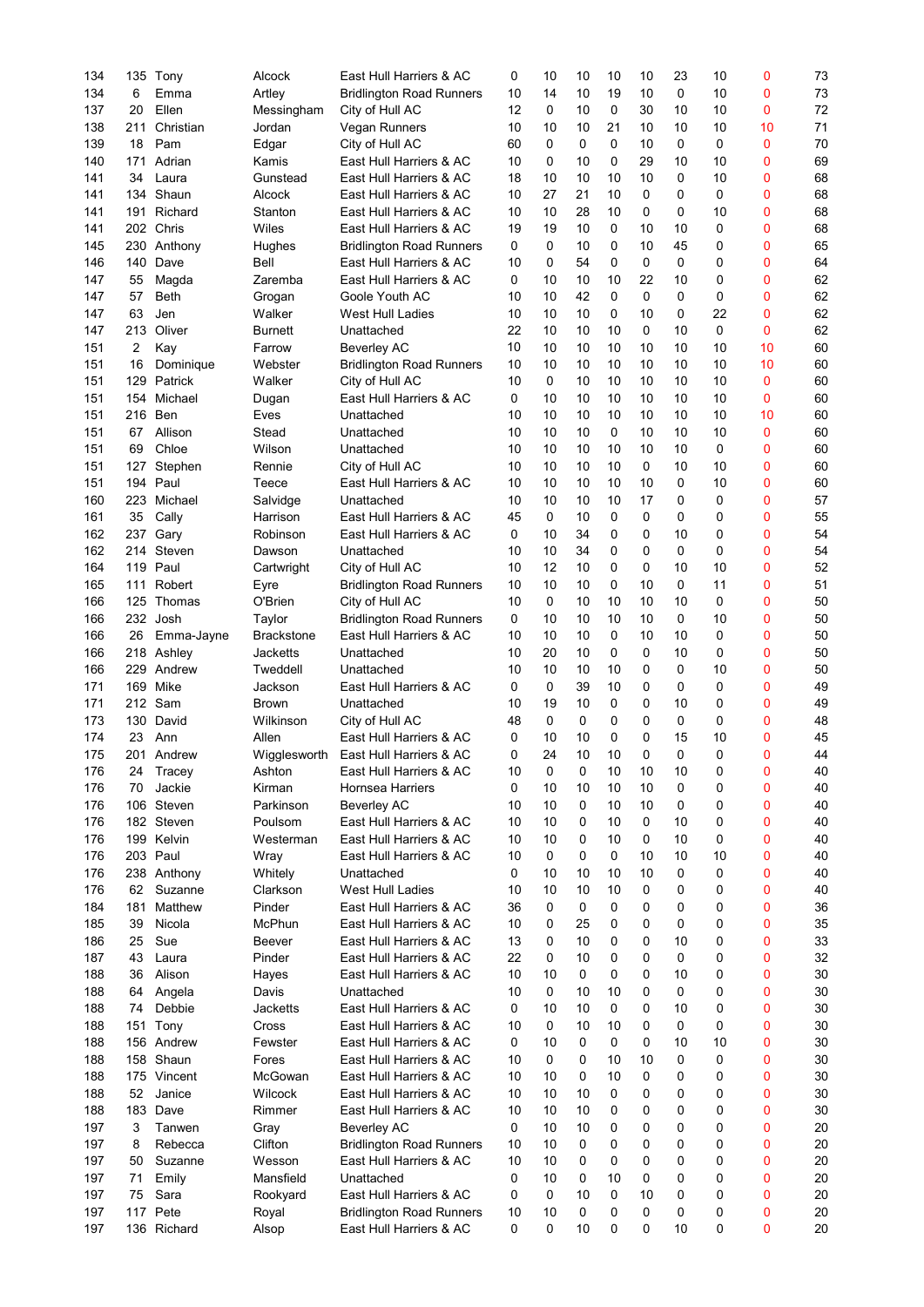| | | | | | | | | | | | | | | |
|---|---|---|---|---|---|---|---|---|---|---|---|---|---|---|
| 134 | 135 | Tony | Alcock | East Hull Harriers & AC | 0 | 10 | 10 | 10 | 10 | 23 | 10 | 0 | 73 |
| 134 | 6 | Emma | Artley | Bridlington Road Runners | 10 | 14 | 10 | 19 | 10 | 0 | 10 | 0 | 73 |
| 137 | 20 | Ellen | Messingham | City of Hull AC | 12 | 0 | 10 | 0 | 30 | 10 | 10 | 0 | 72 |
| 138 | 211 | Christian | Jordan | Vegan Runners | 10 | 10 | 10 | 21 | 10 | 10 | 10 | 10 | 71 |
| 139 | 18 | Pam | Edgar | City of Hull AC | 60 | 0 | 0 | 0 | 10 | 0 | 0 | 0 | 70 |
| 140 | 171 | Adrian | Kamis | East Hull Harriers & AC | 10 | 0 | 10 | 0 | 29 | 10 | 10 | 0 | 69 |
| 141 | 34 | Laura | Gunstead | East Hull Harriers & AC | 18 | 10 | 10 | 10 | 10 | 0 | 10 | 0 | 68 |
| 141 | 134 | Shaun | Alcock | East Hull Harriers & AC | 10 | 27 | 21 | 10 | 0 | 0 | 0 | 0 | 68 |
| 141 | 191 | Richard | Stanton | East Hull Harriers & AC | 10 | 10 | 28 | 10 | 0 | 0 | 10 | 0 | 68 |
| 141 | 202 | Chris | Wiles | East Hull Harriers & AC | 19 | 19 | 10 | 0 | 10 | 10 | 0 | 0 | 68 |
| 145 | 230 | Anthony | Hughes | Bridlington Road Runners | 0 | 0 | 10 | 0 | 10 | 45 | 0 | 0 | 65 |
| 146 | 140 | Dave | Bell | East Hull Harriers & AC | 10 | 0 | 54 | 0 | 0 | 0 | 0 | 0 | 64 |
| 147 | 55 | Magda | Zaremba | East Hull Harriers & AC | 0 | 10 | 10 | 10 | 22 | 10 | 0 | 0 | 62 |
| 147 | 57 | Beth | Grogan | Goole Youth AC | 10 | 10 | 42 | 0 | 0 | 0 | 0 | 0 | 62 |
| 147 | 63 | Jen | Walker | West Hull Ladies | 10 | 10 | 10 | 0 | 10 | 0 | 22 | 0 | 62 |
| 147 | 213 | Oliver | Burnett | Unattached | 22 | 10 | 10 | 10 | 0 | 10 | 0 | 0 | 62 |
| 151 | 2 | Kay | Farrow | Beverley AC | 10 | 10 | 10 | 10 | 10 | 10 | 10 | 10 | 60 |
| 151 | 16 | Dominique | Webster | Bridlington Road Runners | 10 | 10 | 10 | 10 | 10 | 10 | 10 | 10 | 60 |
| 151 | 129 | Patrick | Walker | City of Hull AC | 10 | 0 | 10 | 10 | 10 | 10 | 10 | 0 | 60 |
| 151 | 154 | Michael | Dugan | East Hull Harriers & AC | 0 | 10 | 10 | 10 | 10 | 10 | 10 | 0 | 60 |
| 151 | 216 | Ben | Eves | Unattached | 10 | 10 | 10 | 10 | 10 | 10 | 10 | 10 | 60 |
| 151 | 67 | Allison | Stead | Unattached | 10 | 10 | 10 | 0 | 10 | 10 | 10 | 0 | 60 |
| 151 | 69 | Chloe | Wilson | Unattached | 10 | 10 | 10 | 10 | 10 | 10 | 0 | 0 | 60 |
| 151 | 127 | Stephen | Rennie | City of Hull AC | 10 | 10 | 10 | 10 | 0 | 10 | 10 | 0 | 60 |
| 151 | 194 | Paul | Teece | East Hull Harriers & AC | 10 | 10 | 10 | 10 | 10 | 0 | 10 | 0 | 60 |
| 160 | 223 | Michael | Salvidge | Unattached | 10 | 10 | 10 | 10 | 17 | 0 | 0 | 0 | 57 |
| 161 | 35 | Cally | Harrison | East Hull Harriers & AC | 45 | 0 | 10 | 0 | 0 | 0 | 0 | 0 | 55 |
| 162 | 237 | Gary | Robinson | East Hull Harriers & AC | 0 | 10 | 34 | 0 | 0 | 10 | 0 | 0 | 54 |
| 162 | 214 | Steven | Dawson | Unattached | 10 | 10 | 34 | 0 | 0 | 0 | 0 | 0 | 54 |
| 164 | 119 | Paul | Cartwright | City of Hull AC | 10 | 12 | 10 | 0 | 0 | 10 | 10 | 0 | 52 |
| 165 | 111 | Robert | Eyre | Bridlington Road Runners | 10 | 10 | 10 | 0 | 10 | 0 | 11 | 0 | 51 |
| 166 | 125 | Thomas | O'Brien | City of Hull AC | 10 | 0 | 10 | 10 | 10 | 10 | 0 | 0 | 50 |
| 166 | 232 | Josh | Taylor | Bridlington Road Runners | 0 | 10 | 10 | 10 | 10 | 0 | 10 | 0 | 50 |
| 166 | 26 | Emma-Jayne | Brackstone | East Hull Harriers & AC | 10 | 10 | 10 | 0 | 10 | 10 | 0 | 0 | 50 |
| 166 | 218 | Ashley | Jacketts | Unattached | 10 | 20 | 10 | 0 | 0 | 10 | 0 | 0 | 50 |
| 166 | 229 | Andrew | Tweddell | Unattached | 10 | 10 | 10 | 10 | 0 | 0 | 10 | 0 | 50 |
| 171 | 169 | Mike | Jackson | East Hull Harriers & AC | 0 | 0 | 39 | 10 | 0 | 0 | 0 | 0 | 49 |
| 171 | 212 | Sam | Brown | Unattached | 10 | 19 | 10 | 0 | 0 | 10 | 0 | 0 | 49 |
| 173 | 130 | David | Wilkinson | City of Hull AC | 48 | 0 | 0 | 0 | 0 | 0 | 0 | 0 | 48 |
| 174 | 23 | Ann | Allen | East Hull Harriers & AC | 0 | 10 | 10 | 0 | 0 | 15 | 10 | 0 | 45 |
| 175 | 201 | Andrew | Wigglesworth | East Hull Harriers & AC | 0 | 24 | 10 | 10 | 0 | 0 | 0 | 0 | 44 |
| 176 | 24 | Tracey | Ashton | East Hull Harriers & AC | 10 | 0 | 0 | 10 | 10 | 10 | 0 | 0 | 40 |
| 176 | 70 | Jackie | Kirman | Hornsea Harriers | 0 | 10 | 10 | 10 | 10 | 0 | 0 | 0 | 40 |
| 176 | 106 | Steven | Parkinson | Beverley AC | 10 | 10 | 0 | 10 | 10 | 0 | 0 | 0 | 40 |
| 176 | 182 | Steven | Poulsom | East Hull Harriers & AC | 10 | 10 | 0 | 10 | 0 | 10 | 0 | 0 | 40 |
| 176 | 199 | Kelvin | Westerman | East Hull Harriers & AC | 10 | 10 | 0 | 10 | 0 | 10 | 0 | 0 | 40 |
| 176 | 203 | Paul | Wray | East Hull Harriers & AC | 10 | 0 | 0 | 0 | 10 | 10 | 10 | 0 | 40 |
| 176 | 238 | Anthony | Whitely | Unattached | 0 | 10 | 10 | 10 | 10 | 0 | 0 | 0 | 40 |
| 176 | 62 | Suzanne | Clarkson | West Hull Ladies | 10 | 10 | 10 | 10 | 0 | 0 | 0 | 0 | 40 |
| 184 | 181 | Matthew | Pinder | East Hull Harriers & AC | 36 | 0 | 0 | 0 | 0 | 0 | 0 | 0 | 36 |
| 185 | 39 | Nicola | McPhun | East Hull Harriers & AC | 10 | 0 | 25 | 0 | 0 | 0 | 0 | 0 | 35 |
| 186 | 25 | Sue | Beever | East Hull Harriers & AC | 13 | 0 | 10 | 0 | 0 | 10 | 0 | 0 | 33 |
| 187 | 43 | Laura | Pinder | East Hull Harriers & AC | 22 | 0 | 10 | 0 | 0 | 0 | 0 | 0 | 32 |
| 188 | 36 | Alison | Hayes | East Hull Harriers & AC | 10 | 10 | 0 | 0 | 0 | 10 | 0 | 0 | 30 |
| 188 | 64 | Angela | Davis | Unattached | 10 | 0 | 10 | 10 | 0 | 0 | 0 | 0 | 30 |
| 188 | 74 | Debbie | Jacketts | East Hull Harriers & AC | 0 | 10 | 10 | 0 | 0 | 10 | 0 | 0 | 30 |
| 188 | 151 | Tony | Cross | East Hull Harriers & AC | 10 | 0 | 10 | 10 | 0 | 0 | 0 | 0 | 30 |
| 188 | 156 | Andrew | Fewster | East Hull Harriers & AC | 0 | 10 | 0 | 0 | 0 | 10 | 10 | 0 | 30 |
| 188 | 158 | Shaun | Fores | East Hull Harriers & AC | 10 | 0 | 0 | 10 | 10 | 0 | 0 | 0 | 30 |
| 188 | 175 | Vincent | McGowan | East Hull Harriers & AC | 10 | 10 | 0 | 10 | 0 | 0 | 0 | 0 | 30 |
| 188 | 52 | Janice | Wilcock | East Hull Harriers & AC | 10 | 10 | 10 | 0 | 0 | 0 | 0 | 0 | 30 |
| 188 | 183 | Dave | Rimmer | East Hull Harriers & AC | 10 | 10 | 10 | 0 | 0 | 0 | 0 | 0 | 30 |
| 197 | 3 | Tanwen | Gray | Beverley AC | 0 | 10 | 10 | 0 | 0 | 0 | 0 | 0 | 20 |
| 197 | 8 | Rebecca | Clifton | Bridlington Road Runners | 10 | 10 | 0 | 0 | 0 | 0 | 0 | 0 | 20 |
| 197 | 50 | Suzanne | Wesson | East Hull Harriers & AC | 10 | 10 | 0 | 0 | 0 | 0 | 0 | 0 | 20 |
| 197 | 71 | Emily | Mansfield | Unattached | 0 | 10 | 0 | 10 | 0 | 0 | 0 | 0 | 20 |
| 197 | 75 | Sara | Rookyard | East Hull Harriers & AC | 0 | 0 | 10 | 0 | 10 | 0 | 0 | 0 | 20 |
| 197 | 117 | Pete | Royal | Bridlington Road Runners | 10 | 10 | 0 | 0 | 0 | 0 | 0 | 0 | 20 |
| 197 | 136 | Richard | Alsop | East Hull Harriers & AC | 0 | 0 | 10 | 0 | 0 | 10 | 0 | 0 | 20 |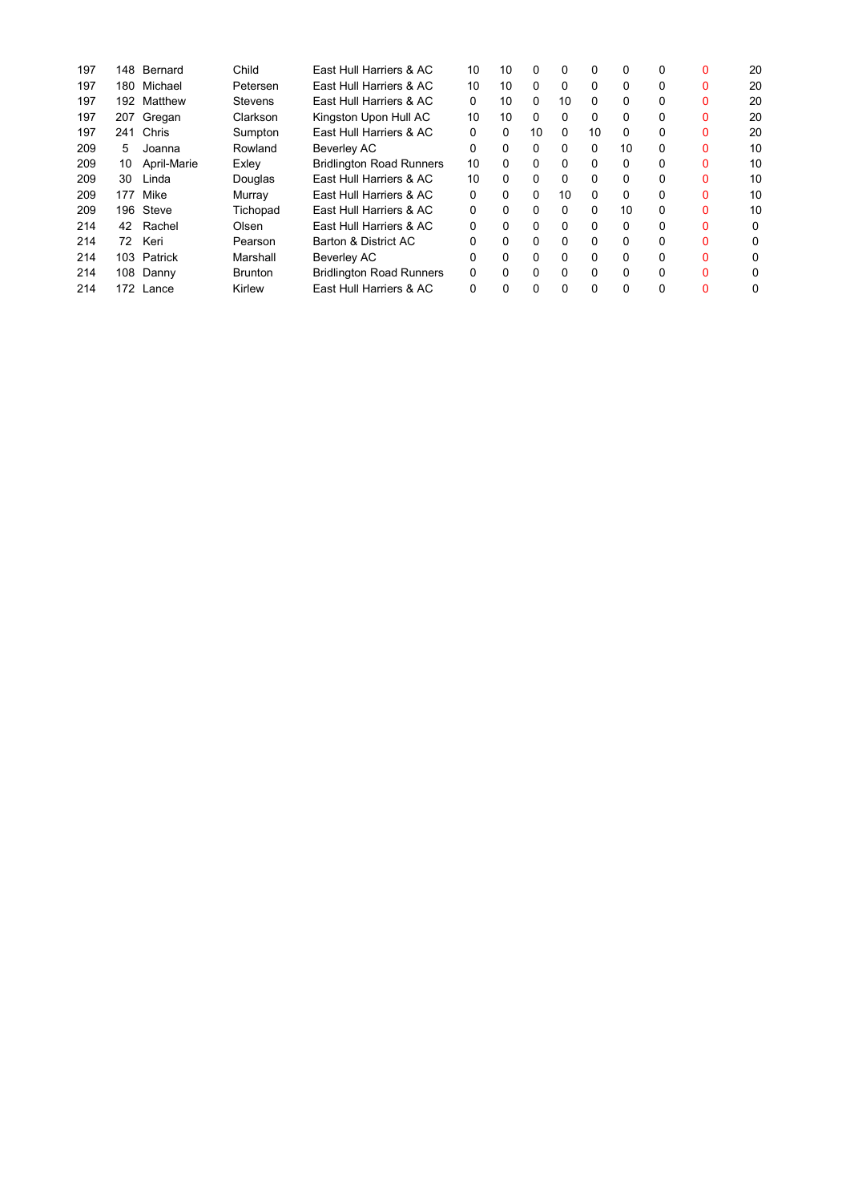| | | | | | | | | | | | | | | |
|---|---|---|---|---|---|---|---|---|---|---|---|---|---|---|
| 197 | 148 | Bernard | Child | East Hull Harriers & AC | 10 | 10 | 0 | 0 | 0 | 0 | 0 | 0 | 20 |
| 197 | 180 | Michael | Petersen | East Hull Harriers & AC | 10 | 10 | 0 | 0 | 0 | 0 | 0 | 0 | 20 |
| 197 | 192 | Matthew | Stevens | East Hull Harriers & AC | 0 | 10 | 0 | 10 | 0 | 0 | 0 | 0 | 20 |
| 197 | 207 | Gregan | Clarkson | Kingston Upon Hull AC | 10 | 10 | 0 | 0 | 0 | 0 | 0 | 0 | 20 |
| 197 | 241 | Chris | Sumpton | East Hull Harriers & AC | 0 | 0 | 10 | 0 | 10 | 0 | 0 | 0 | 20 |
| 209 | 5 | Joanna | Rowland | Beverley AC | 0 | 0 | 0 | 0 | 0 | 10 | 0 | 0 | 10 |
| 209 | 10 | April-Marie | Exley | Bridlington Road Runners | 10 | 0 | 0 | 0 | 0 | 0 | 0 | 0 | 10 |
| 209 | 30 | Linda | Douglas | East Hull Harriers & AC | 10 | 0 | 0 | 0 | 0 | 0 | 0 | 0 | 10 |
| 209 | 177 | Mike | Murray | East Hull Harriers & AC | 0 | 0 | 0 | 10 | 0 | 0 | 0 | 0 | 10 |
| 209 | 196 | Steve | Tichopad | East Hull Harriers & AC | 0 | 0 | 0 | 0 | 0 | 10 | 0 | 0 | 10 |
| 214 | 42 | Rachel | Olsen | East Hull Harriers & AC | 0 | 0 | 0 | 0 | 0 | 0 | 0 | 0 | 0 |
| 214 | 72 | Keri | Pearson | Barton & District AC | 0 | 0 | 0 | 0 | 0 | 0 | 0 | 0 | 0 |
| 214 | 103 | Patrick | Marshall | Beverley AC | 0 | 0 | 0 | 0 | 0 | 0 | 0 | 0 | 0 |
| 214 | 108 | Danny | Brunton | Bridlington Road Runners | 0 | 0 | 0 | 0 | 0 | 0 | 0 | 0 | 0 |
| 214 | 172 | Lance | Kirlew | East Hull Harriers & AC | 0 | 0 | 0 | 0 | 0 | 0 | 0 | 0 | 0 |